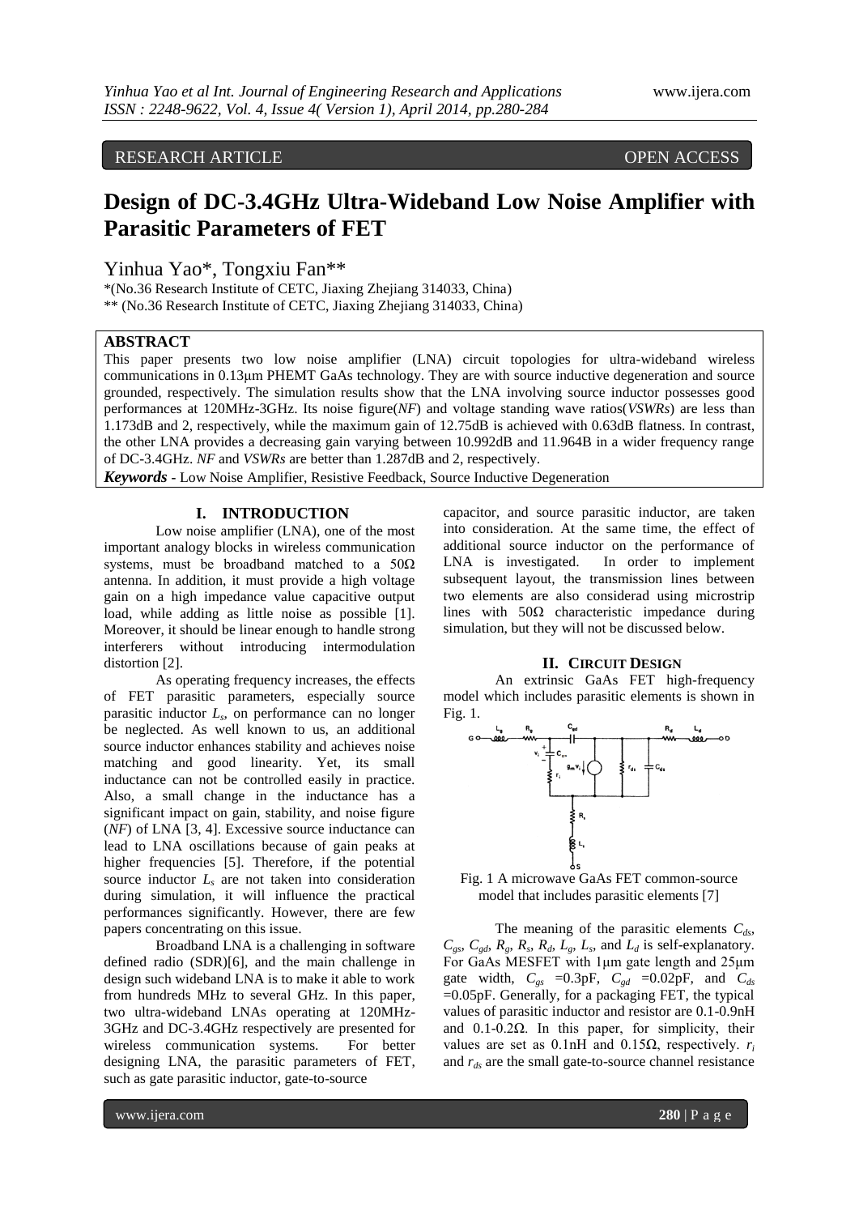RESEARCH ARTICLE OPEN ACCESS

# Design of DC-3.4GHz Ultra-Wideband Low Noise Amplifier with Parasitic Parameters of FET

Yinhua Yao*, Tongxiu Fan**

*(No.36 Research Institute of CETC, Jiaxing Zhejiang 314033, China)
** (No.36 Research Institute of CETC, Jiaxing Zhejiang 314033, China)

## ABSTRACT

This paper presents two low noise amplifier (LNA) circuit topologies for ultra-wideband wireless communications in 0.13μm PHEMT GaAs technology. They are with source inductive degeneration and source grounded, respectively. The simulation results show that the LNA involving source inductor possesses good performances at 120MHz-3GHz. Its noise figure(*NF*) and voltage standing wave ratios(*VSWRs*) are less than 1.173dB and 2, respectively, while the maximum gain of 12.75dB is achieved with 0.63dB flatness. In contrast, the other LNA provides a decreasing gain varying between 10.992dB and 11.964B in a wider frequency range of DC-3.4GHz. *NF* and *VSWRs* are better than 1.287dB and 2, respectively.

***Keywords*** - Low Noise Amplifier, Resistive Feedback, Source Inductive Degeneration

## I. INTRODUCTION

Low noise amplifier (LNA), one of the most important analogy blocks in wireless communication systems, must be broadband matched to a 50Ω antenna. In addition, it must provide a high voltage gain on a high impedance value capacitive output load, while adding as little noise as possible [1]. Moreover, it should be linear enough to handle strong interferers without introducing intermodulation distortion [2].

As operating frequency increases, the effects of FET parasitic parameters, especially source parasitic inductor $L_s$, on performance can no longer be neglected. As well known to us, an additional source inductor enhances stability and achieves noise matching and good linearity. Yet, its small inductance can not be controlled easily in practice. Also, a small change in the inductance has a significant impact on gain, stability, and noise figure (*NF*) of LNA [3, 4]. Excessive source inductance can lead to LNA oscillations because of gain peaks at higher frequencies [5]. Therefore, if the potential source inductor $L_s$ are not taken into consideration during simulation, it will influence the practical performances significantly. However, there are few papers concentrating on this issue.

Broadband LNA is a challenging in software defined radio (SDR)[6], and the main challenge in design such wideband LNA is to make it able to work from hundreds MHz to several GHz. In this paper, two ultra-wideband LNAs operating at 120MHz-3GHz and DC-3.4GHz respectively are presented for wireless communication systems. For better designing LNA, the parasitic parameters of FET, such as gate parasitic inductor, gate-to-source capacitor, and source parasitic inductor, are taken into consideration. At the same time, the effect of additional source inductor on the performance of LNA is investigated. In order to implement subsequent layout, the transmission lines between two elements are also considerad using microstrip lines with 50Ω characteristic impedance during simulation, but they will not be discussed below.

## II. CIRCUIT DESIGN

An extrinsic GaAs FET high-frequency model which includes parasitic elements is shown in Fig. 1.

Fig. 1 A microwave GaAs FET common-source model that includes parasitic elements [7]

The meaning of the parasitic elements $C_{ds}$, $C_{gs}$, $C_{gd}$, $R_g$, $R_s$, $R_d$, $L_g$, $L_s$, and $L_d$ is self-explanatory. For GaAs MESFET with 1μm gate length and 25μm gate width, $C_{gs}$ =0.3pF, $C_{gd}$ =0.02pF, and $C_{ds}$ =0.05pF. Generally, for a packaging FET, the typical values of parasitic inductor and resistor are 0.1-0.9nH and 0.1-0.2Ω. In this paper, for simplicity, their values are set as 0.1nH and 0.15Ω, respectively. $r_i$ and $r_{ds}$ are the small gate-to-source channel resistance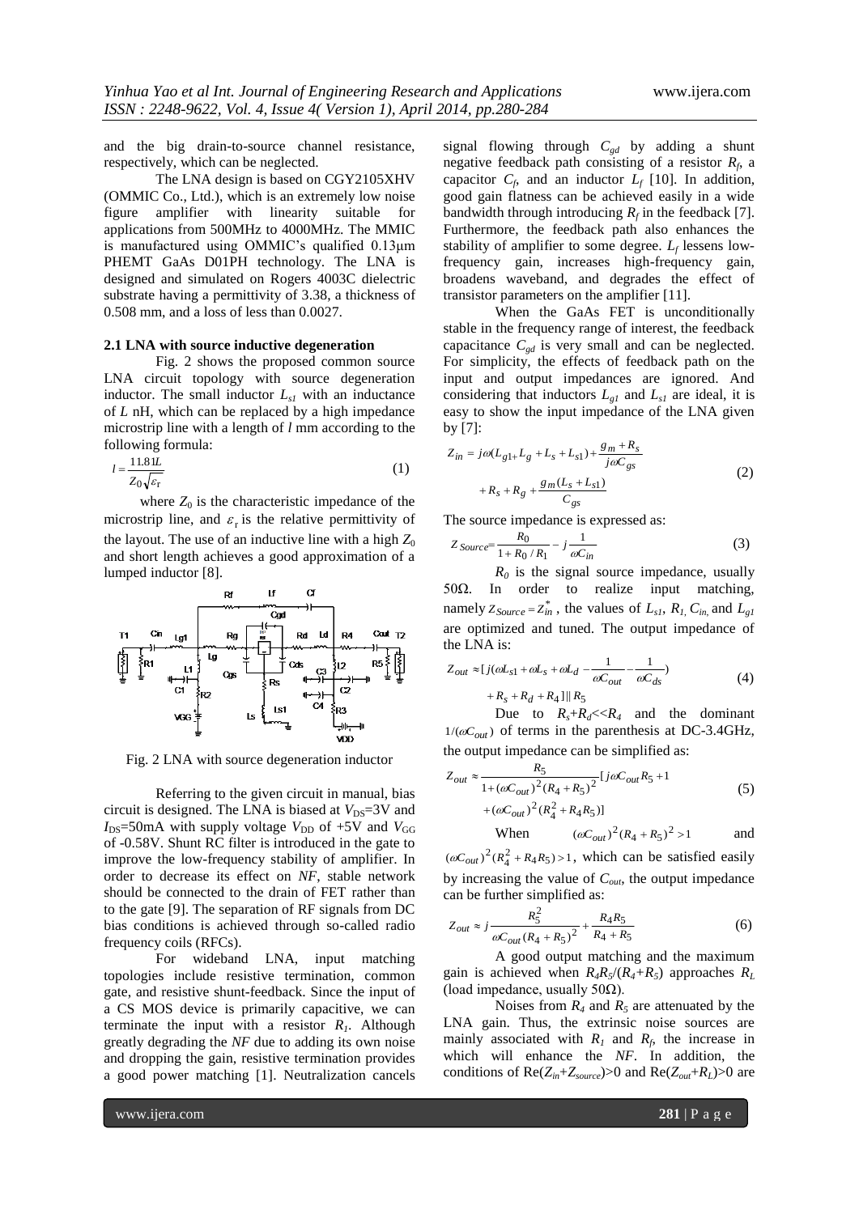and the big drain-to-source channel resistance, respectively, which can be neglected.

The LNA design is based on CGY2105XHV (OMMIC Co., Ltd.), which is an extremely low noise figure amplifier with linearity suitable for applications from 500MHz to 4000MHz. The MMIC is manufactured using OMMIC's qualified 0.13μm PHEMT GaAs D01PH technology. The LNA is designed and simulated on Rogers 4003C dielectric substrate having a permittivity of 3.38, a thickness of 0.508 mm, and a loss of less than 0.0027.

### 2.1 LNA with source inductive degeneration

Fig. 2 shows the proposed common source LNA circuit topology with source degeneration inductor. The small inductor $L_{s1}$ with an inductance of $L$ nH, which can be replaced by a high impedance microstrip line with a length of $l$ mm according to the following formula:

$$l = \frac{11.81L}{Z_0\sqrt{\varepsilon_r}} \tag{1}$$

where $Z_0$ is the characteristic impedance of the microstrip line, and $\varepsilon_r$ is the relative permittivity of the layout. The use of an inductive line with a high $Z_0$ and short length achieves a good approximation of a lumped inductor [8].

Fig. 2 LNA with source degeneration inductor

Referring to the given circuit in manual, bias circuit is designed. The LNA is biased at $V_{DS}$=3V and $I_{DS}$=50mA with supply voltage $V_{DD}$ of +5V and $V_{GG}$ of -0.58V. Shunt RC filter is introduced in the gate to improve the low-frequency stability of amplifier. In order to decrease its effect on *NF*, stable network should be connected to the drain of FET rather than to the gate [9]. The separation of RF signals from DC bias conditions is achieved through so-called radio frequency coils (RFCs).

For wideband LNA, input matching topologies include resistive termination, common gate, and resistive shunt-feedback. Since the input of a CS MOS device is primarily capacitive, we can terminate the input with a resistor $R_1$. Although greatly degrading the *NF* due to adding its own noise and dropping the gain, resistive termination provides a good power matching [1]. Neutralization cancels signal flowing through $C_{gd}$ by adding a shunt negative feedback path consisting of a resistor $R_f$, a capacitor $C_f$, and an inductor $L_f$ [10]. In addition, good gain flatness can be achieved easily in a wide bandwidth through introducing $R_f$ in the feedback [7]. Furthermore, the feedback path also enhances the stability of amplifier to some degree. $L_f$ lessens low-frequency gain, increases high-frequency gain, broadens waveband, and degrades the effect of transistor parameters on the amplifier [11].

When the GaAs FET is unconditionally stable in the frequency range of interest, the feedback capacitance $C_{gd}$ is very small and can be neglected. For simplicity, the effects of feedback path on the input and output impedances are ignored. And considering that inductors $L_{g1}$ and $L_{s1}$ are ideal, it is easy to show the input impedance of the LNA given by [7]:

$$Z_{in} = j\omega(L_{g1} + L_g + L_s + L_{s1}) + \frac{g_m + R_s}{j\omega C_{gs}} + R_s + R_g + \frac{g_m(L_s + L_{s1})}{C_{gs}} \tag{2}$$

The source impedance is expressed as:

$$Z_{Source} = \frac{R_0}{1 + R_0/R_1} - j\frac{1}{\omega C_{in}} \tag{3}$$

$R_0$ is the signal source impedance, usually 50Ω. In order to realize input matching, namely $Z_{Source} = Z_{in}^*$, the values of $L_{s1}$, $R_1$, $C_{in}$, and $L_{g1}$ are optimized and tuned. The output impedance of the LNA is:

$$Z_{out} \approx [j(\omega L_{s1} + \omega L_s + \omega L_d - \frac{1}{\omega C_{out}} - \frac{1}{\omega C_{ds}}) + R_s + R_d + R_4] \| R_5 \tag{4}$$

Due to $R_s + R_d << R_4$ and the dominant $1/(\omega C_{out})$ of terms in the parenthesis at DC-3.4GHz, the output impedance can be simplified as:

$$Z_{out} \approx \frac{R_5}{1 + (\omega C_{out})^2 (R_4 + R_5)^2}[j\omega C_{out} R_5 + 1 + (\omega C_{out})^2 (R_4^2 + R_4 R_5)] \tag{5}$$

When $(\omega C_{out})^2 (R_4 + R_5)^2 > 1$ and $(\omega C_{out})^2 (R_4^2 + R_4 R_5) > 1$, which can be satisfied easily by increasing the value of $C_{out}$, the output impedance can be further simplified as:

$$Z_{out} \approx j\frac{R_5^2}{\omega C_{out}(R_4 + R_5)^2} + \frac{R_4 R_5}{R_4 + R_5} \tag{6}$$

A good output matching and the maximum gain is achieved when $R_4 R_5/(R_4 + R_5)$ approaches $R_L$ (load impedance, usually 50Ω).

Noises from $R_4$ and $R_5$ are attenuated by the LNA gain. Thus, the extrinsic noise sources are mainly associated with $R_1$ and $R_f$, the increase in which will enhance the *NF*. In addition, the conditions of $\mathrm{Re}(Z_{in} + Z_{source}) > 0$ and $\mathrm{Re}(Z_{out} + R_L) > 0$ are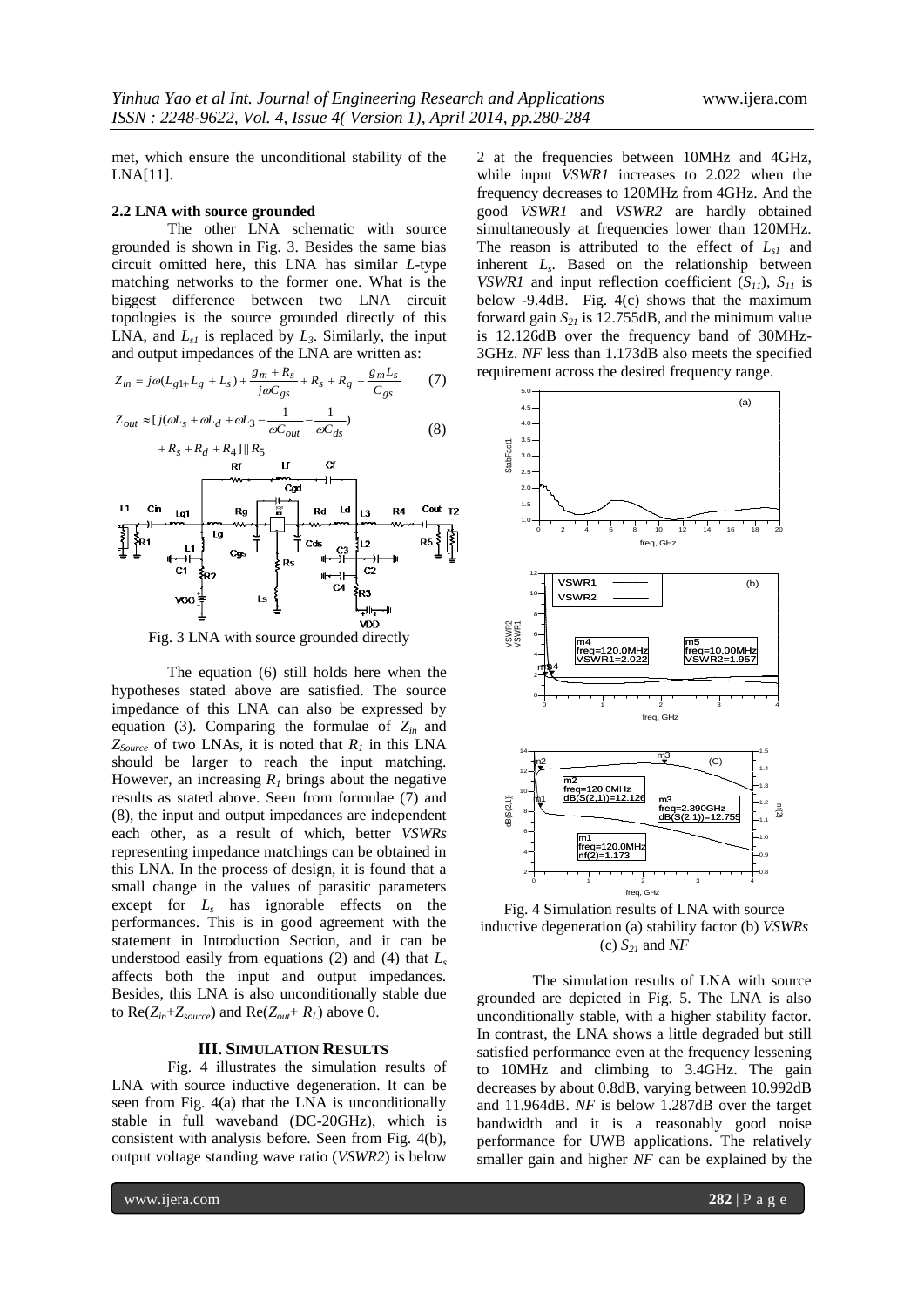met, which ensure the unconditional stability of the LNA[11].

### 2.2 LNA with source grounded

The other LNA schematic with source grounded is shown in Fig. 3. Besides the same bias circuit omitted here, this LNA has similar *L*-type matching networks to the former one. What is the biggest difference between two LNA circuit topologies is the source grounded directly of this LNA, and $L_{s1}$ is replaced by $L_3$. Similarly, the input and output impedances of the LNA are written as:

$$Z_{in} = j\omega(L_{g1+}L_g + L_s) + \frac{g_m + R_s}{j\omega C_{gs}} + R_s + R_g + \frac{g_m L_s}{C_{gs}} \quad (7)$$

$$Z_{out} \approx [\, j(\omega L_s + \omega L_d + \omega L_3 - \frac{1}{\omega C_{out}} - \frac{1}{\omega C_{ds}}) + R_s + R_d + R_4 \,] \,||\, R_5 \quad (8)$$

Fig. 3 LNA with source grounded directly

The equation (6) still holds here when the hypotheses stated above are satisfied. The source impedance of this LNA can also be expressed by equation (3). Comparing the formulae of $Z_{in}$ and $Z_{Source}$ of two LNAs, it is noted that $R_1$ in this LNA should be larger to reach the input matching. However, an increasing $R_1$ brings about the negative results as stated above. Seen from formulae (7) and (8), the input and output impedances are independent each other, as a result of which, better *VSWRs* representing impedance matchings can be obtained in this LNA. In the process of design, it is found that a small change in the values of parasitic parameters except for $L_s$ has ignorable effects on the performances. This is in good agreement with the statement in Introduction Section, and it can be understood easily from equations (2) and (4) that $L_s$ affects both the input and output impedances. Besides, this LNA is also unconditionally stable due to $\mathrm{Re}(Z_{in}+Z_{source})$ and $\mathrm{Re}(Z_{out}+R_L)$ above 0.

## III. Simulation Results

Fig. 4 illustrates the simulation results of LNA with source inductive degeneration. It can be seen from Fig. 4(a) that the LNA is unconditionally stable in full waveband (DC-20GHz), which is consistent with analysis before. Seen from Fig. 4(b), output voltage standing wave ratio (*VSWR2*) is below 2 at the frequencies between 10MHz and 4GHz, while input *VSWR1* increases to 2.022 when the frequency decreases to 120MHz from 4GHz. And the good *VSWR1* and *VSWR2* are hardly obtained simultaneously at frequencies lower than 120MHz. The reason is attributed to the effect of $L_{s1}$ and inherent $L_s$. Based on the relationship between *VSWR1* and input reflection coefficient ($S_{11}$), $S_{11}$ is below -9.4dB. Fig. 4(c) shows that the maximum forward gain $S_{21}$ is 12.755dB, and the minimum value is 12.126dB over the frequency band of 30MHz-3GHz. *NF* less than 1.173dB also meets the specified requirement across the desired frequency range.

Fig. 4 Simulation results of LNA with source inductive degeneration (a) stability factor (b) *VSWRs* (c) $S_{21}$ and *NF*

The simulation results of LNA with source grounded are depicted in Fig. 5. The LNA is also unconditionally stable, with a higher stability factor. In contrast, the LNA shows a little degraded but still satisfied performance even at the frequency lessening to 10MHz and climbing to 3.4GHz. The gain decreases by about 0.8dB, varying between 10.992dB and 11.964dB. *NF* is below 1.287dB over the target bandwidth and it is a reasonably good noise performance for UWB applications. The relatively smaller gain and higher *NF* can be explained by the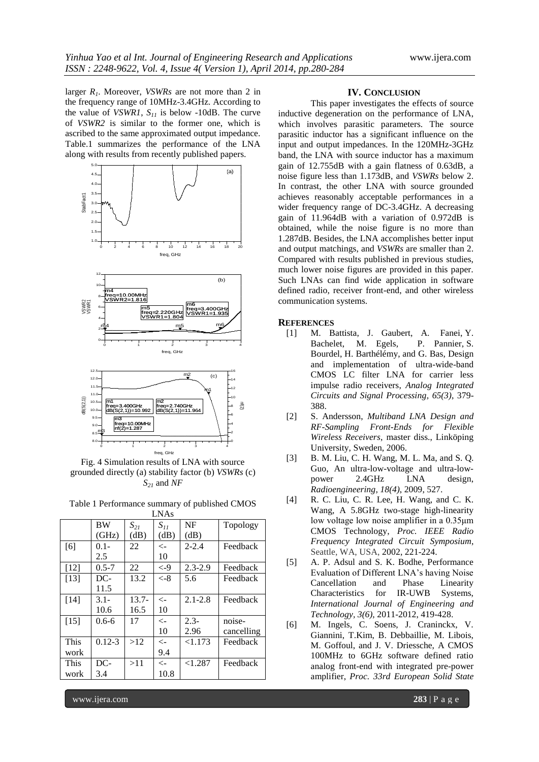larger $R_1$. Moreover, *VSWRs* are not more than 2 in the frequency range of 10MHz-3.4GHz. According to the value of *VSWR1*, $S_{11}$ is below -10dB. The curve of *VSWR2* is similar to the former one, which is ascribed to the same approximated output impedance. Table.1 summarizes the performance of the LNA along with results from recently published papers.

Fig. 4 Simulation results of LNA with source grounded directly (a) stability factor (b) *VSWRs* (c) $S_{21}$ and *NF*

Table 1 Performance summary of published CMOS LNAs

| | BW (GHz) | $S_{21}$ (dB) | $S_{11}$ (dB) | NF (dB) | Topology |
|---|---|---|---|---|---|
| [6] | 0.1-2.5 | 22 | <-10 | 2-2.4 | Feedback |
| [12] | 0.5-7 | 22 | <-9 | 2.3-2.9 | Feedback |
| [13] | DC-11.5 | 13.2 | <-8 | 5.6 | Feedback |
| [14] | 3.1-10.6 | 13.7-16.5 | <-10 | 2.1-2.8 | Feedback |
| [15] | 0.6-6 | 17 | <-10 | 2.3-2.96 | noise-cancelling |
| This work | 0.12-3 | >12 | <-9.4 | <1.173 | Feedback |
| This work | DC-3.4 | >11 | <-10.8 | <1.287 | Feedback |

## IV. Conclusion

This paper investigates the effects of source inductive degeneration on the performance of LNA, which involves parasitic parameters. The source parasitic inductor has a significant influence on the input and output impedances. In the 120MHz-3GHz band, the LNA with source inductor has a maximum gain of 12.755dB with a gain flatness of 0.63dB, a noise figure less than 1.173dB, and *VSWRs* below 2. In contrast, the other LNA with source grounded achieves reasonably acceptable performances in a wider frequency range of DC-3.4GHz. A decreasing gain of 11.964dB with a variation of 0.972dB is obtained, while the noise figure is no more than 1.287dB. Besides, the LNA accomplishes better input and output matchings, and *VSWRs* are smaller than 2. Compared with results published in previous studies, much lower noise figures are provided in this paper. Such LNAs can find wide application in software defined radio, receiver front-end, and other wireless communication systems.

## References

[1] M. Battista, J. Gaubert, A. Fanei, Y. Bachelet, M. Egels, P. Pannier, S. Bourdel, H. Barthélémy, and G. Bas, Design and implementation of ultra-wide-band CMOS LC filter LNA for carrier less impulse radio receivers, *Analog Integrated Circuits and Signal Processing, 65(3)*, 379-388.

[2] S. Andersson, *Multiband LNA Design and RF-Sampling Front-Ends for Flexible Wireless Receivers*, master diss., Linköping University, Sweden, 2006.

[3] B. M. Liu, C. H. Wang, M. L. Ma, and S. Q. Guo, An ultra-low-voltage and ultra-low-power 2.4GHz LNA design, *Radioengineering, 18(4)*, 2009, 527.

[4] R. C. Liu, C. R. Lee, H. Wang, and C. K. Wang, A 5.8GHz two-stage high-linearity low voltage low noise amplifier in a 0.35μm CMOS Technology, *Proc. IEEE Radio Frequency Integrated Circuit Symposium*, Seattle, WA, USA, 2002, 221-224.

[5] A. P. Adsul and S. K. Bodhe, Performance Evaluation of Different LNA's having Noise Cancellation and Phase Linearity Characteristics for IR-UWB Systems, *International Journal of Engineering and Technology, 3(6)*, 2011-2012, 419-428.

[6] M. Ingels, C. Soens, J. Craninckx, V. Giannini, T.Kim, B. Debbaillie, M. Libois, M. Goffoul, and J. V. Driessche, A CMOS 100MHz to 6GHz software defined ratio analog front-end with integrated pre-power amplifier, *Proc. 33rd European Solid State*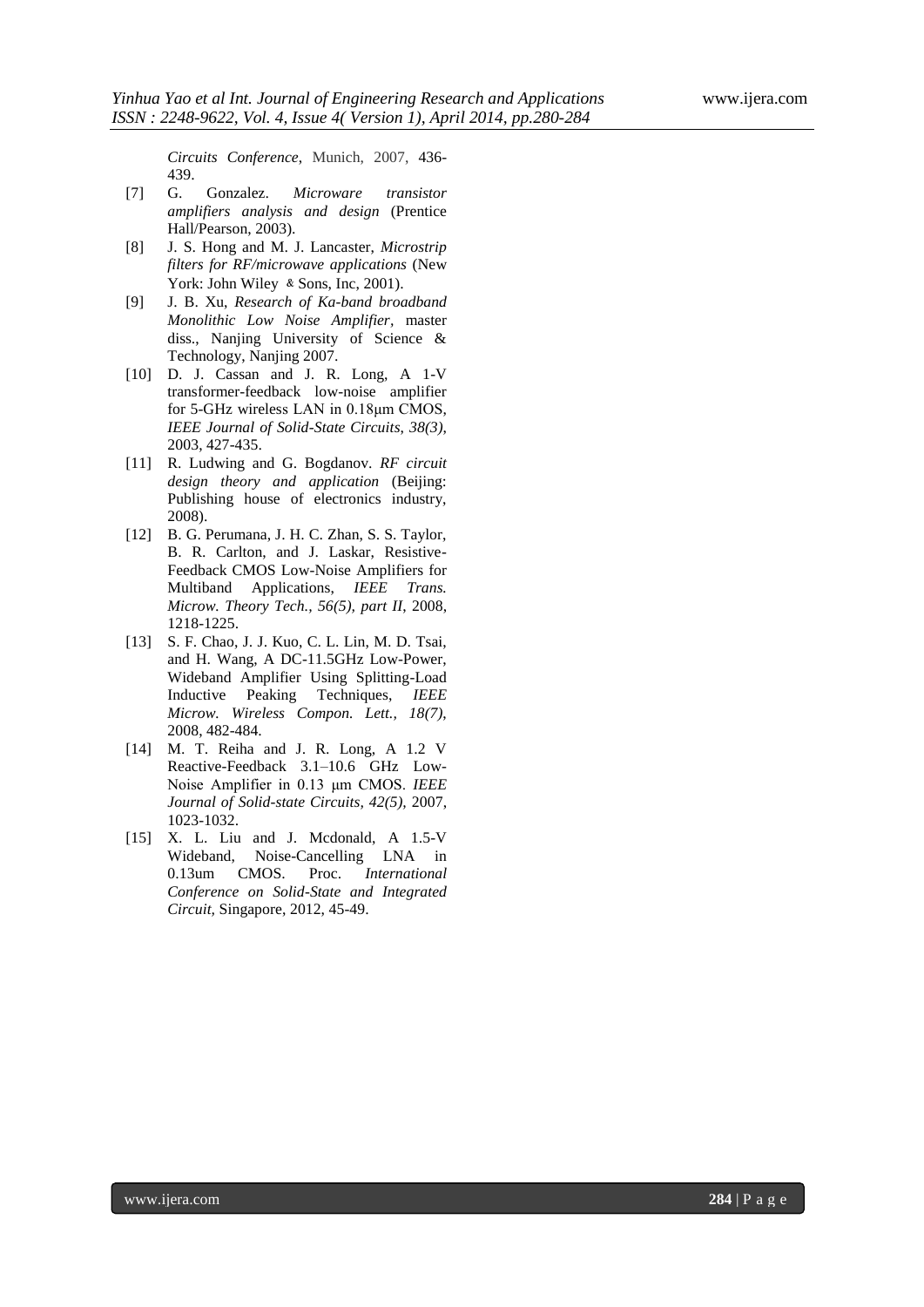*Circuits Conference*, Munich, 2007, 436-439.

[7] G. Gonzalez. *Microware transistor amplifiers analysis and design* (Prentice Hall/Pearson, 2003).

[8] J. S. Hong and M. J. Lancaster, *Microstrip filters for RF/microwave applications* (New York: John Wiley & Sons, Inc, 2001).

[9] J. B. Xu, *Research of Ka-band broadband Monolithic Low Noise Amplifier*, master diss., Nanjing University of Science & Technology, Nanjing 2007.

[10] D. J. Cassan and J. R. Long, A 1-V transformer-feedback low-noise amplifier for 5-GHz wireless LAN in 0.18μm CMOS, *IEEE Journal of Solid-State Circuits, 38(3)*, 2003, 427-435.

[11] R. Ludwing and G. Bogdanov. *RF circuit design theory and application* (Beijing: Publishing house of electronics industry, 2008).

[12] B. G. Perumana, J. H. C. Zhan, S. S. Taylor, B. R. Carlton, and J. Laskar, Resistive-Feedback CMOS Low-Noise Amplifiers for Multiband Applications, *IEEE Trans. Microw. Theory Tech., 56(5), part II*, 2008, 1218-1225.

[13] S. F. Chao, J. J. Kuo, C. L. Lin, M. D. Tsai, and H. Wang, A DC-11.5GHz Low-Power, Wideband Amplifier Using Splitting-Load Inductive Peaking Techniques, *IEEE Microw. Wireless Compon. Lett., 18(7)*, 2008, 482-484.

[14] M. T. Reiha and J. R. Long, A 1.2 V Reactive-Feedback 3.1–10.6 GHz Low-Noise Amplifier in 0.13 μm CMOS. *IEEE Journal of Solid-state Circuits, 42(5)*, 2007, 1023-1032.

[15] X. L. Liu and J. Mcdonald, A 1.5-V Wideband, Noise-Cancelling LNA in 0.13um CMOS. Proc. *International Conference on Solid-State and Integrated Circuit*, Singapore, 2012, 45-49.